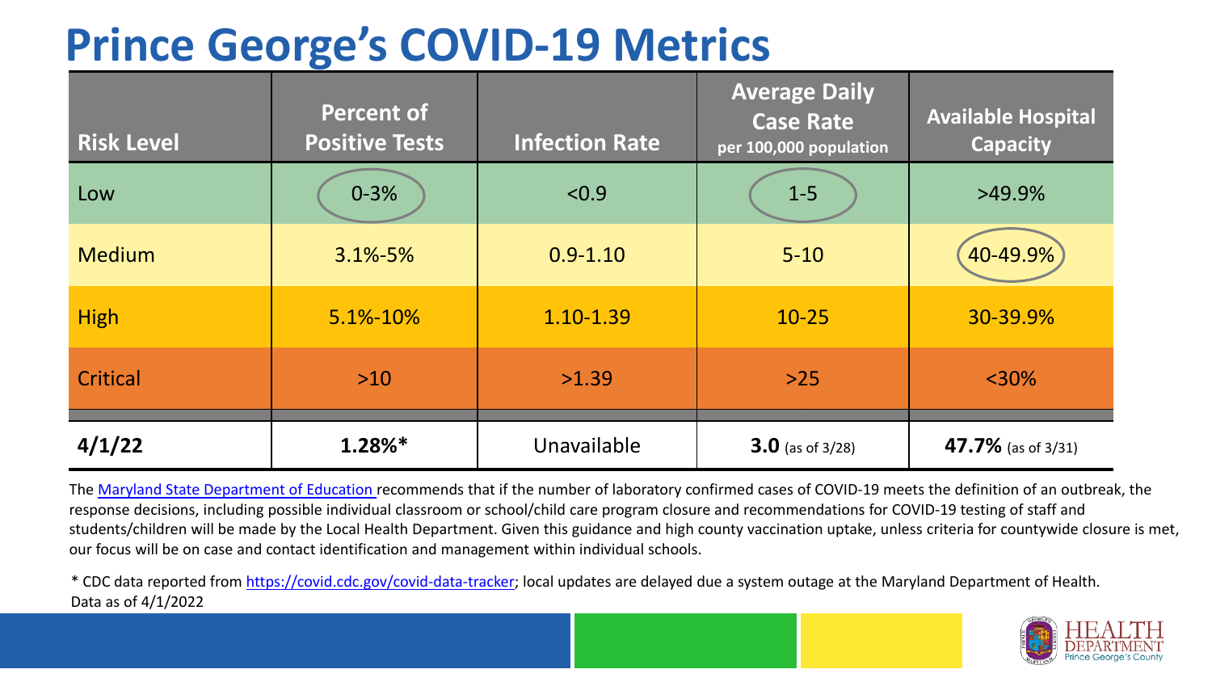# Prince George's COVID-19 Metrics

| Risk Level | Percent of Positive Tests | Infection Rate | Average Daily Case Rate per 100,000 population | Available Hospital Capacity |
|---|---|---|---|---|
| Low | 0-3% | <0.9 | 1-5 | >49.9% |
| Medium | 3.1%-5% | 0.9-1.10 | 5-10 | 40-49.9% |
| High | 5.1%-10% | 1.10-1.39 | 10-25 | 30-39.9% |
| Critical | >10 | >1.39 | >25 | <30% |
| **4/1/22** | **1.28%*** | Unavailable | **3.0** (as of 3/28) | **47.7%** (as of 3/31) |

The Maryland State Department of Education recommends that if the number of laboratory confirmed cases of COVID-19 meets the definition of an outbreak, the response decisions, including possible individual classroom or school/child care program closure and recommendations for COVID-19 testing of staff and students/children will be made by the Local Health Department. Given this guidance and high county vaccination uptake, unless criteria for countywide closure is met, our focus will be on case and contact identification and management within individual schools.

* CDC data reported from https://covid.cdc.gov/covid-data-tracker; local updates are delayed due a system outage at the Maryland Department of Health. Data as of 4/1/2022

HEALTH DEPARTMENT Prince George's County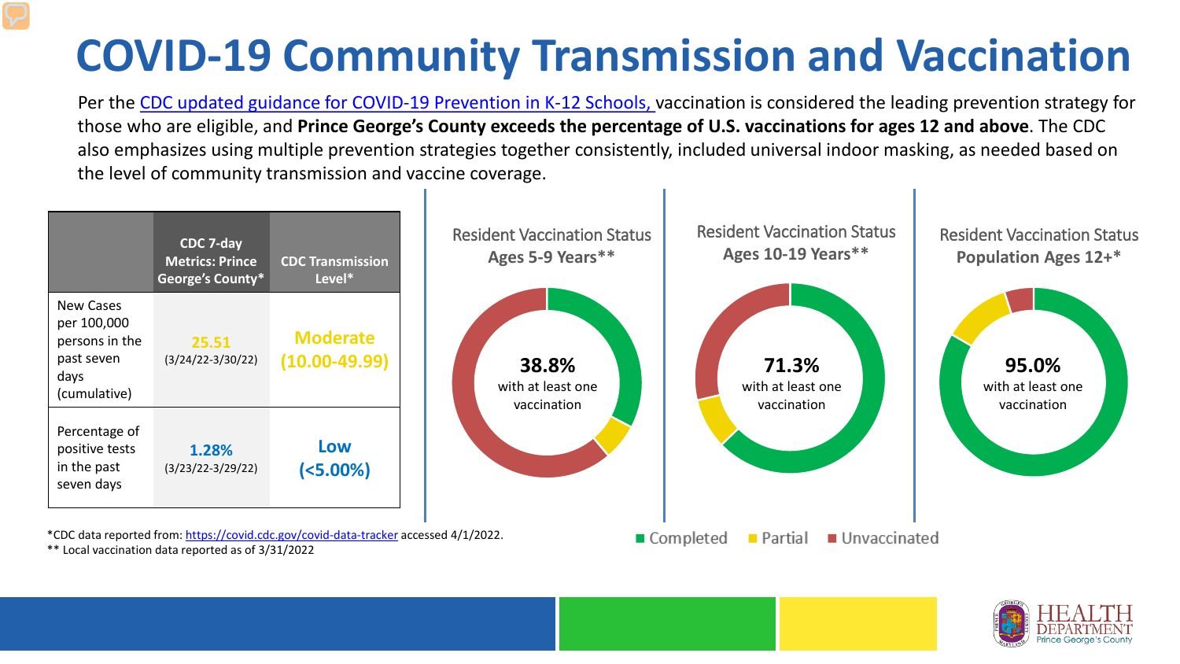# COVID-19 Community Transmission and Vaccination

Per the CDC updated guidance for COVID-19 Prevention in K-12 Schools, vaccination is considered the leading prevention strategy for those who are eligible, and **Prince George's County exceeds the percentage of U.S. vaccinations for ages 12 and above**. The CDC also emphasizes using multiple prevention strategies together consistently, included universal indoor masking, as needed based on the level of community transmission and vaccine coverage.

| | CDC 7-day Metrics: Prince George's County* | CDC Transmission Level* |
|---|---|---|
| New Cases per 100,000 persons in the past seven days (cumulative) | 25.51 (3/24/22-3/30/22) | Moderate (10.00-49.99) |
| Percentage of positive tests in the past seven days | 1.28% (3/23/22-3/29/22) | Low (<5.00%) |

**Resident Vaccination Status Ages 5-9 Years****

38.8% with at least one vaccination

**Resident Vaccination Status Ages 10-19 Years****

71.3% with at least one vaccination

**Resident Vaccination Status Population Ages 12+***

95.0% with at least one vaccination

■ Completed ■ Partial ■ Unvaccinated

*CDC data reported from: https://covid.cdc.gov/covid-data-tracker accessed 4/1/2022.
** Local vaccination data reported as of 3/31/2022

HEALTH DEPARTMENT Prince George's County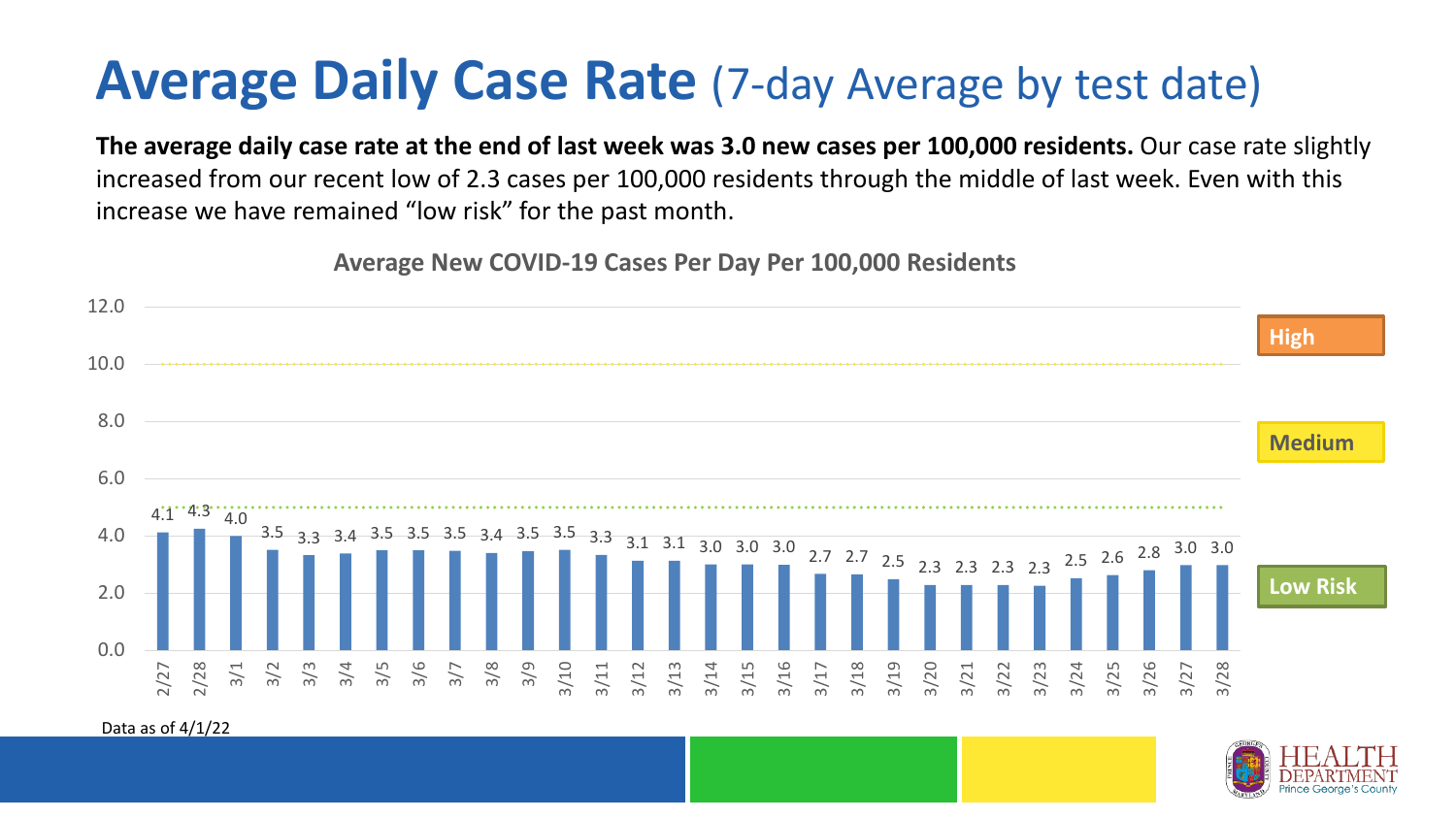# Average Daily Case Rate (7-day Average by test date)

**The average daily case rate at the end of last week was 3.0 new cases per 100,000 residents.** Our case rate slightly increased from our recent low of 2.3 cases per 100,000 residents through the middle of last week. Even with this increase we have remained "low risk" for the past month.

**Average New COVID-19 Cases Per Day Per 100,000 Residents**

| Date | Cases per 100,000 |
|---|---|
| 2/27 | 4.1 |
| 2/28 | 4.3 |
| 3/1 | 4.0 |
| 3/2 | 3.5 |
| 3/3 | 3.3 |
| 3/4 | 3.4 |
| 3/5 | 3.5 |
| 3/6 | 3.5 |
| 3/7 | 3.5 |
| 3/8 | 3.4 |
| 3/9 | 3.5 |
| 3/10 | 3.5 |
| 3/11 | 3.3 |
| 3/12 | 3.1 |
| 3/13 | 3.1 |
| 3/14 | 3.0 |
| 3/15 | 3.0 |
| 3/16 | 3.0 |
| 3/17 | 2.7 |
| 3/18 | 2.7 |
| 3/19 | 2.5 |
| 3/20 | 2.3 |
| 3/21 | 2.3 |
| 3/22 | 2.3 |
| 3/23 | 2.3 |
| 3/24 | 2.5 |
| 3/25 | 2.6 |
| 3/26 | 2.8 |
| 3/27 | 3.0 |
| 3/28 | 3.0 |

Risk levels: High (above 10.0), Medium (5.0–10.0), Low Risk (below 5.0)

Data as of 4/1/22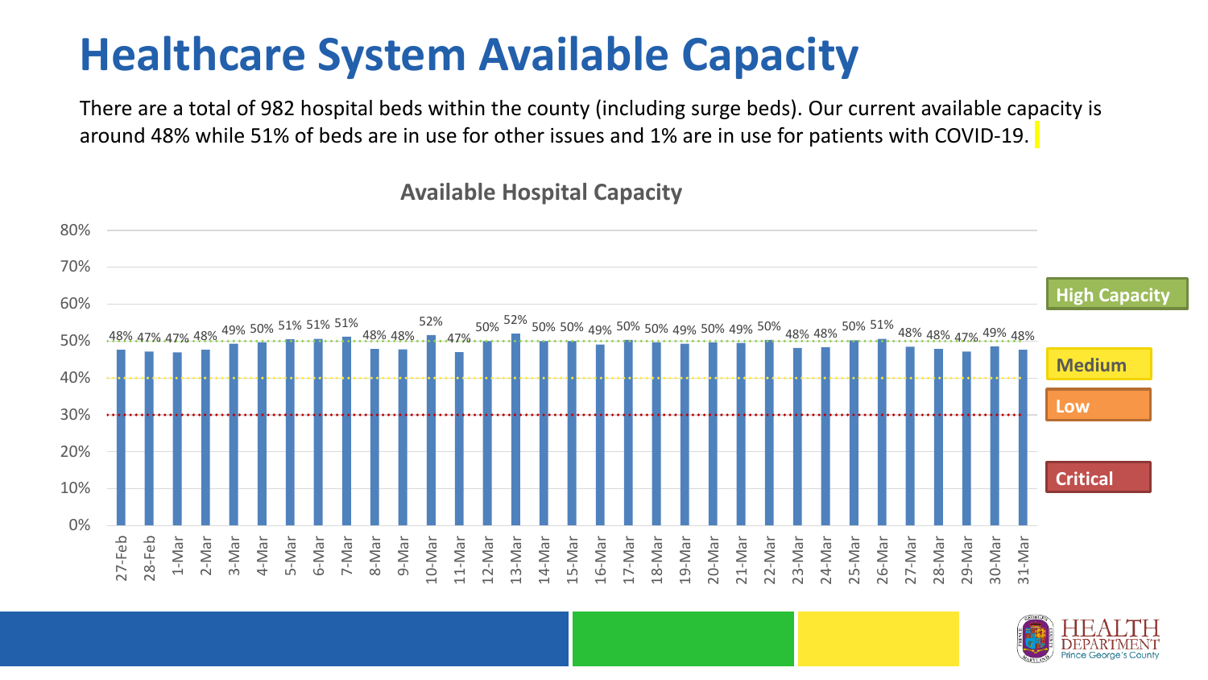# Healthcare System Available Capacity

There are a total of 982 hospital beds within the county (including surge beds). Our current available capacity is around 48% while 51% of beds are in use for other issues and 1% are in use for patients with COVID-19.

**Available Hospital Capacity**

80%
70%
60%
50%
40%
30%
20%
10%
0%

48% 47% 47% 48% 49% 50% 51% 51% 51% 48% 48% 52% 47% 50% 52% 50% 50% 49% 50% 50% 49% 50% 49% 50% 48% 48% 50% 51% 48% 48% 47% 49% 48%

27-Feb 28-Feb 1-Mar 2-Mar 3-Mar 4-Mar 5-Mar 6-Mar 7-Mar 8-Mar 9-Mar 10-Mar 11-Mar 12-Mar 13-Mar 14-Mar 15-Mar 16-Mar 17-Mar 18-Mar 19-Mar 20-Mar 21-Mar 22-Mar 23-Mar 24-Mar 25-Mar 26-Mar 27-Mar 28-Mar 29-Mar 30-Mar 31-Mar

High Capacity
Medium
Low
Critical

HEALTH DEPARTMENT Prince George's County